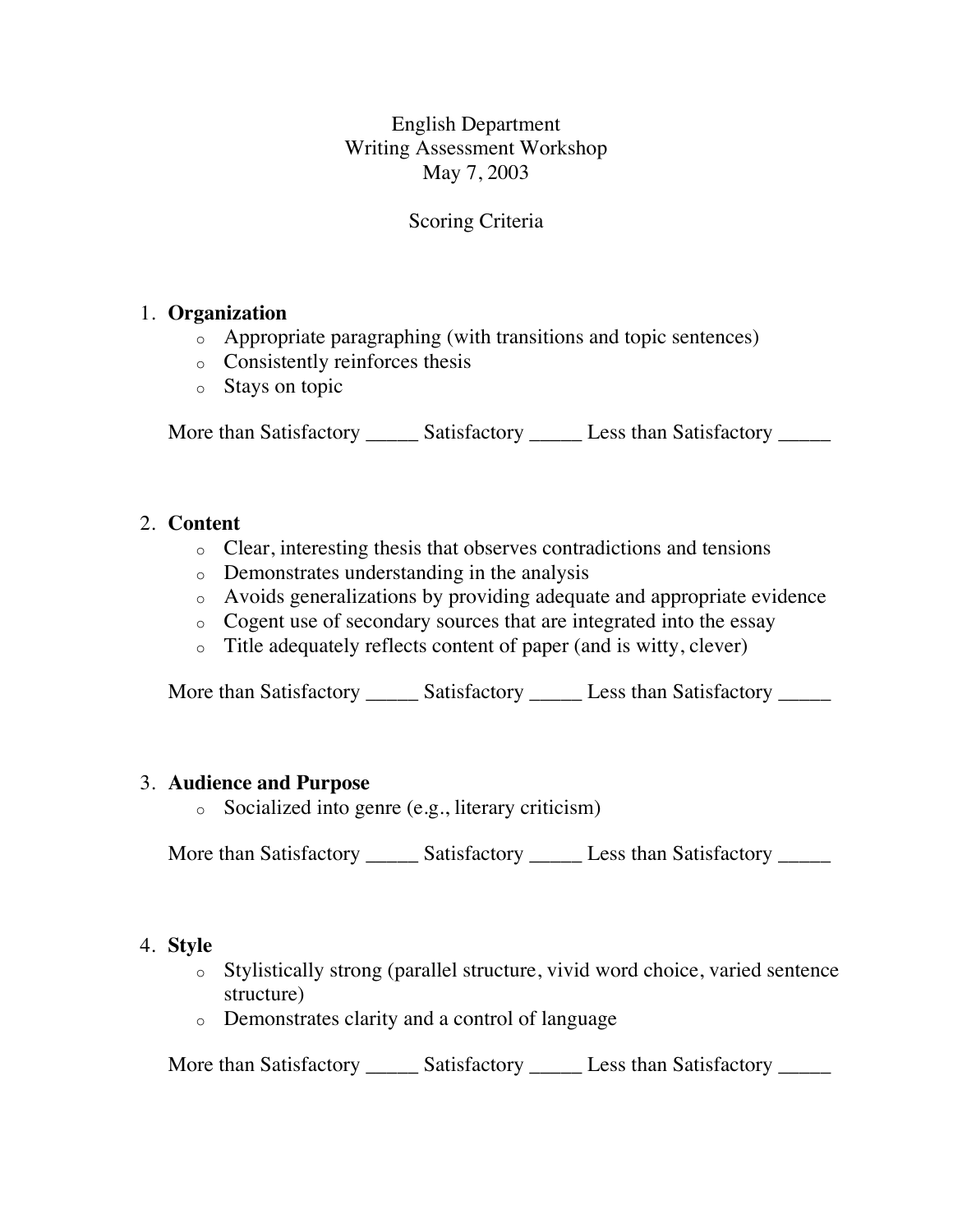# English Department
## Writing Assessment Workshop
### May 7, 2003

### Scoring Criteria

1. **Organization**
   - Appropriate paragraphing (with transitions and topic sentences)
   - Consistently reinforces thesis
   - Stays on topic

   More than Satisfactory _____ Satisfactory _____ Less than Satisfactory _____

2. **Content**
   - Clear, interesting thesis that observes contradictions and tensions
   - Demonstrates understanding in the analysis
   - Avoids generalizations by providing adequate and appropriate evidence
   - Cogent use of secondary sources that are integrated into the essay
   - Title adequately reflects content of paper (and is witty, clever)

   More than Satisfactory _____ Satisfactory _____ Less than Satisfactory _____

3. **Audience and Purpose**
   - Socialized into genre (e.g., literary criticism)

   More than Satisfactory _____ Satisfactory _____ Less than Satisfactory _____

4. **Style**
   - Stylistically strong (parallel structure, vivid word choice, varied sentence structure)
   - Demonstrates clarity and a control of language

   More than Satisfactory _____ Satisfactory _____ Less than Satisfactory _____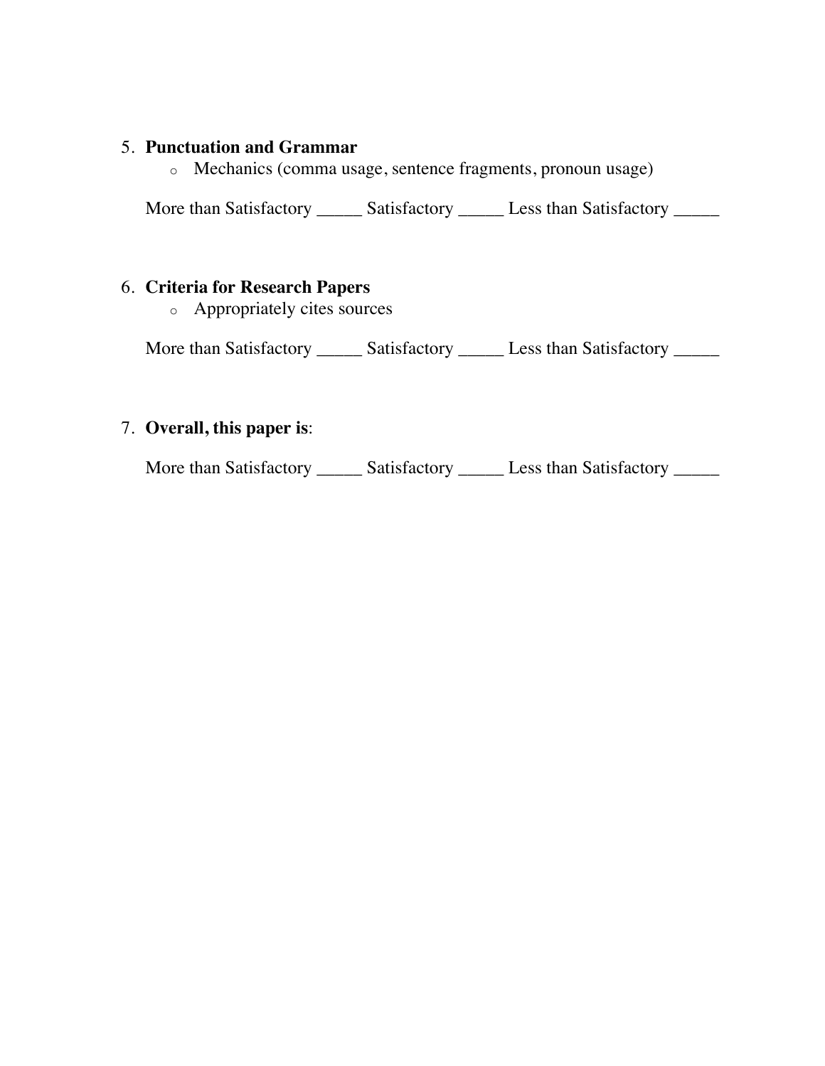5. **Punctuation and Grammar**
   - Mechanics (comma usage, sentence fragments, pronoun usage)

   More than Satisfactory _____ Satisfactory _____ Less than Satisfactory _____

6. **Criteria for Research Papers**
   - Appropriately cites sources

   More than Satisfactory _____ Satisfactory _____ Less than Satisfactory _____

7. **Overall, this paper is**:

   More than Satisfactory _____ Satisfactory _____ Less than Satisfactory _____